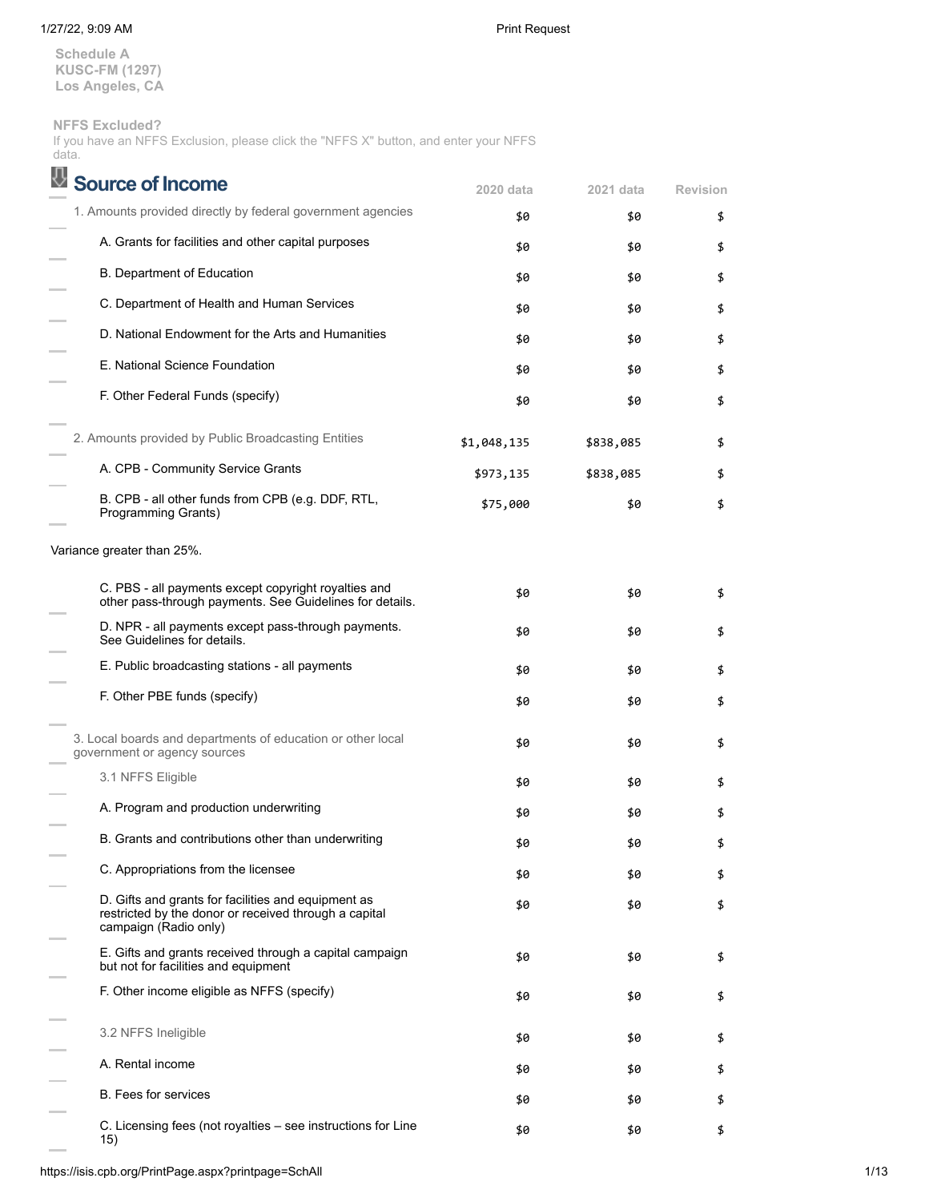Schedule A
KUSC-FM (1297)
Los Angeles, CA

NFFS Excluded?
If you have an NFFS Exclusion, please click the "NFFS X" button, and enter your NFFS data.

## Source of Income

| Source of Income | 2020 data | 2021 data | Revision |
|---|---|---|---|
| 1. Amounts provided directly by federal government agencies | $0 | $0 | $ |
| A. Grants for facilities and other capital purposes | $0 | $0 | $ |
| B. Department of Education | $0 | $0 | $ |
| C. Department of Health and Human Services | $0 | $0 | $ |
| D. National Endowment for the Arts and Humanities | $0 | $0 | $ |
| E. National Science Foundation | $0 | $0 | $ |
| F. Other Federal Funds (specify) | $0 | $0 | $ |
| 2. Amounts provided by Public Broadcasting Entities | $1,048,135 | $838,085 | $ |
| A. CPB - Community Service Grants | $973,135 | $838,085 | $ |
| B. CPB - all other funds from CPB (e.g. DDF, RTL, Programming Grants) | $75,000 | $0 | $ |
| Variance greater than 25%. | | | |
| C. PBS - all payments except copyright royalties and other pass-through payments. See Guidelines for details. | $0 | $0 | $ |
| D. NPR - all payments except pass-through payments. See Guidelines for details. | $0 | $0 | $ |
| E. Public broadcasting stations - all payments | $0 | $0 | $ |
| F. Other PBE funds (specify) | $0 | $0 | $ |
| 3. Local boards and departments of education or other local government or agency sources | $0 | $0 | $ |
| 3.1 NFFS Eligible | $0 | $0 | $ |
| A. Program and production underwriting | $0 | $0 | $ |
| B. Grants and contributions other than underwriting | $0 | $0 | $ |
| C. Appropriations from the licensee | $0 | $0 | $ |
| D. Gifts and grants for facilities and equipment as restricted by the donor or received through a capital campaign (Radio only) | $0 | $0 | $ |
| E. Gifts and grants received through a capital campaign but not for facilities and equipment | $0 | $0 | $ |
| F. Other income eligible as NFFS (specify) | $0 | $0 | $ |
| 3.2 NFFS Ineligible | $0 | $0 | $ |
| A. Rental income | $0 | $0 | $ |
| B. Fees for services | $0 | $0 | $ |
| C. Licensing fees (not royalties – see instructions for Line 15) | $0 | $0 | $ |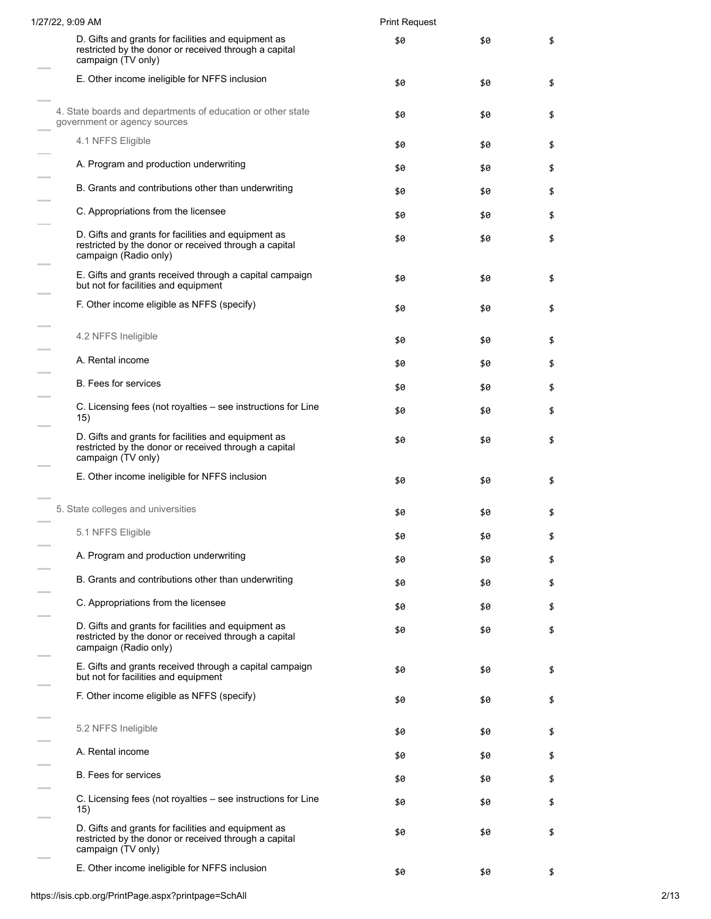| | | | |
|---|---|---|---|
| D. Gifts and grants for facilities and equipment as restricted by the donor or received through a capital campaign (TV only) | $0 | $0 | $ |
| E. Other income ineligible for NFFS inclusion | $0 | $0 | $ |
| 4. State boards and departments of education or other state government or agency sources | $0 | $0 | $ |
| 4.1 NFFS Eligible | $0 | $0 | $ |
| A. Program and production underwriting | $0 | $0 | $ |
| B. Grants and contributions other than underwriting | $0 | $0 | $ |
| C. Appropriations from the licensee | $0 | $0 | $ |
| D. Gifts and grants for facilities and equipment as restricted by the donor or received through a capital campaign (Radio only) | $0 | $0 | $ |
| E. Gifts and grants received through a capital campaign but not for facilities and equipment | $0 | $0 | $ |
| F. Other income eligible as NFFS (specify) | $0 | $0 | $ |
| 4.2 NFFS Ineligible | $0 | $0 | $ |
| A. Rental income | $0 | $0 | $ |
| B. Fees for services | $0 | $0 | $ |
| C. Licensing fees (not royalties – see instructions for Line 15) | $0 | $0 | $ |
| D. Gifts and grants for facilities and equipment as restricted by the donor or received through a capital campaign (TV only) | $0 | $0 | $ |
| E. Other income ineligible for NFFS inclusion | $0 | $0 | $ |
| 5. State colleges and universities | $0 | $0 | $ |
| 5.1 NFFS Eligible | $0 | $0 | $ |
| A. Program and production underwriting | $0 | $0 | $ |
| B. Grants and contributions other than underwriting | $0 | $0 | $ |
| C. Appropriations from the licensee | $0 | $0 | $ |
| D. Gifts and grants for facilities and equipment as restricted by the donor or received through a capital campaign (Radio only) | $0 | $0 | $ |
| E. Gifts and grants received through a capital campaign but not for facilities and equipment | $0 | $0 | $ |
| F. Other income eligible as NFFS (specify) | $0 | $0 | $ |
| 5.2 NFFS Ineligible | $0 | $0 | $ |
| A. Rental income | $0 | $0 | $ |
| B. Fees for services | $0 | $0 | $ |
| C. Licensing fees (not royalties – see instructions for Line 15) | $0 | $0 | $ |
| D. Gifts and grants for facilities and equipment as restricted by the donor or received through a capital campaign (TV only) | $0 | $0 | $ |
| E. Other income ineligible for NFFS inclusion | $0 | $0 | $ |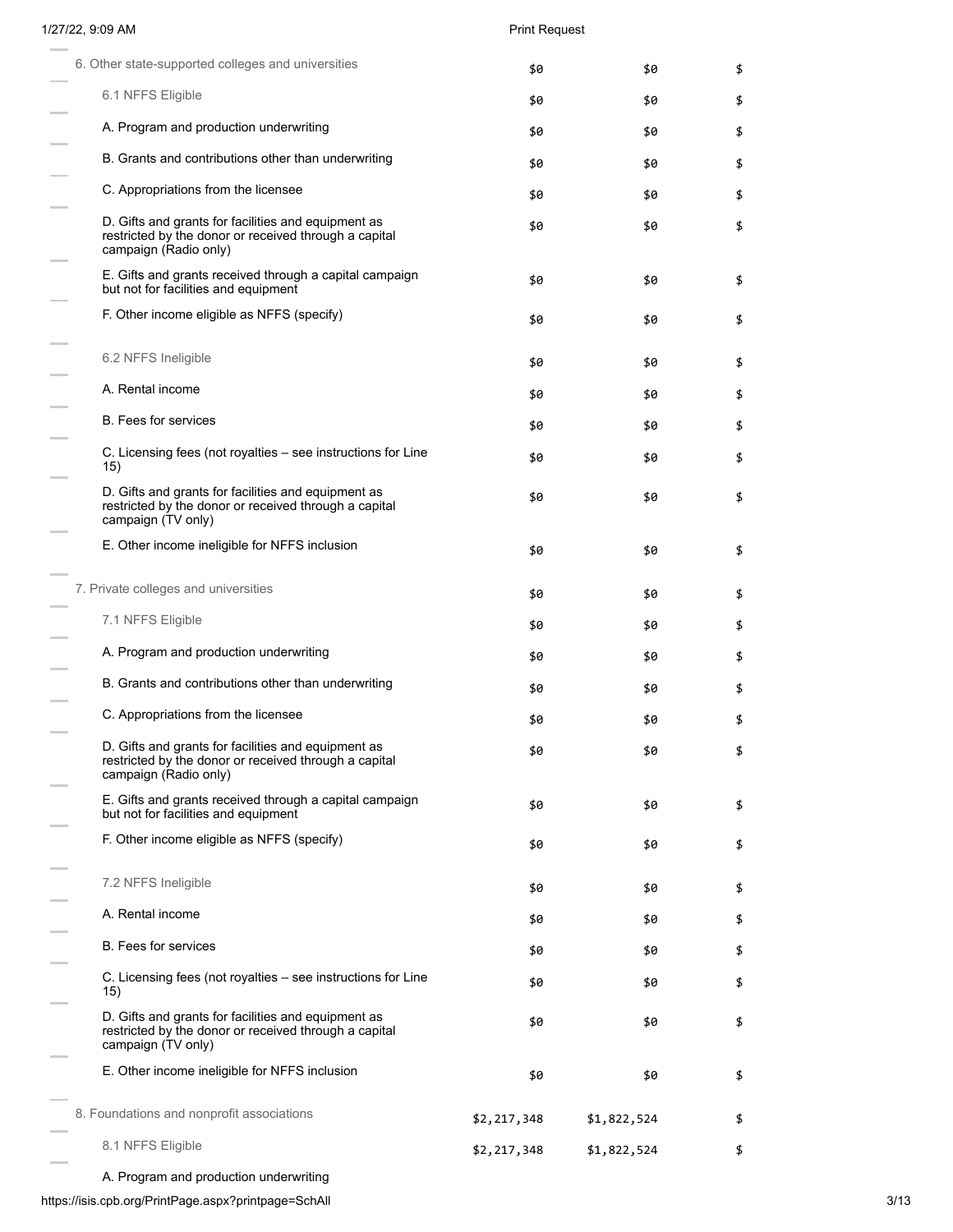| | | | |
|---|---|---|---|
| 6. Other state-supported colleges and universities | $0 | $0 | $ |
| 6.1 NFFS Eligible | $0 | $0 | $ |
| A. Program and production underwriting | $0 | $0 | $ |
| B. Grants and contributions other than underwriting | $0 | $0 | $ |
| C. Appropriations from the licensee | $0 | $0 | $ |
| D. Gifts and grants for facilities and equipment as restricted by the donor or received through a capital campaign (Radio only) | $0 | $0 | $ |
| E. Gifts and grants received through a capital campaign but not for facilities and equipment | $0 | $0 | $ |
| F. Other income eligible as NFFS (specify) | $0 | $0 | $ |
| 6.2 NFFS Ineligible | $0 | $0 | $ |
| A. Rental income | $0 | $0 | $ |
| B. Fees for services | $0 | $0 | $ |
| C. Licensing fees (not royalties – see instructions for Line 15) | $0 | $0 | $ |
| D. Gifts and grants for facilities and equipment as restricted by the donor or received through a capital campaign (TV only) | $0 | $0 | $ |
| E. Other income ineligible for NFFS inclusion | $0 | $0 | $ |
| 7. Private colleges and universities | $0 | $0 | $ |
| 7.1 NFFS Eligible | $0 | $0 | $ |
| A. Program and production underwriting | $0 | $0 | $ |
| B. Grants and contributions other than underwriting | $0 | $0 | $ |
| C. Appropriations from the licensee | $0 | $0 | $ |
| D. Gifts and grants for facilities and equipment as restricted by the donor or received through a capital campaign (Radio only) | $0 | $0 | $ |
| E. Gifts and grants received through a capital campaign but not for facilities and equipment | $0 | $0 | $ |
| F. Other income eligible as NFFS (specify) | $0 | $0 | $ |
| 7.2 NFFS Ineligible | $0 | $0 | $ |
| A. Rental income | $0 | $0 | $ |
| B. Fees for services | $0 | $0 | $ |
| C. Licensing fees (not royalties – see instructions for Line 15) | $0 | $0 | $ |
| D. Gifts and grants for facilities and equipment as restricted by the donor or received through a capital campaign (TV only) | $0 | $0 | $ |
| E. Other income ineligible for NFFS inclusion | $0 | $0 | $ |
| 8. Foundations and nonprofit associations | $2,217,348 | $1,822,524 | $ |
| 8.1 NFFS Eligible | $2,217,348 | $1,822,524 | $ |
| A. Program and production underwriting | | | |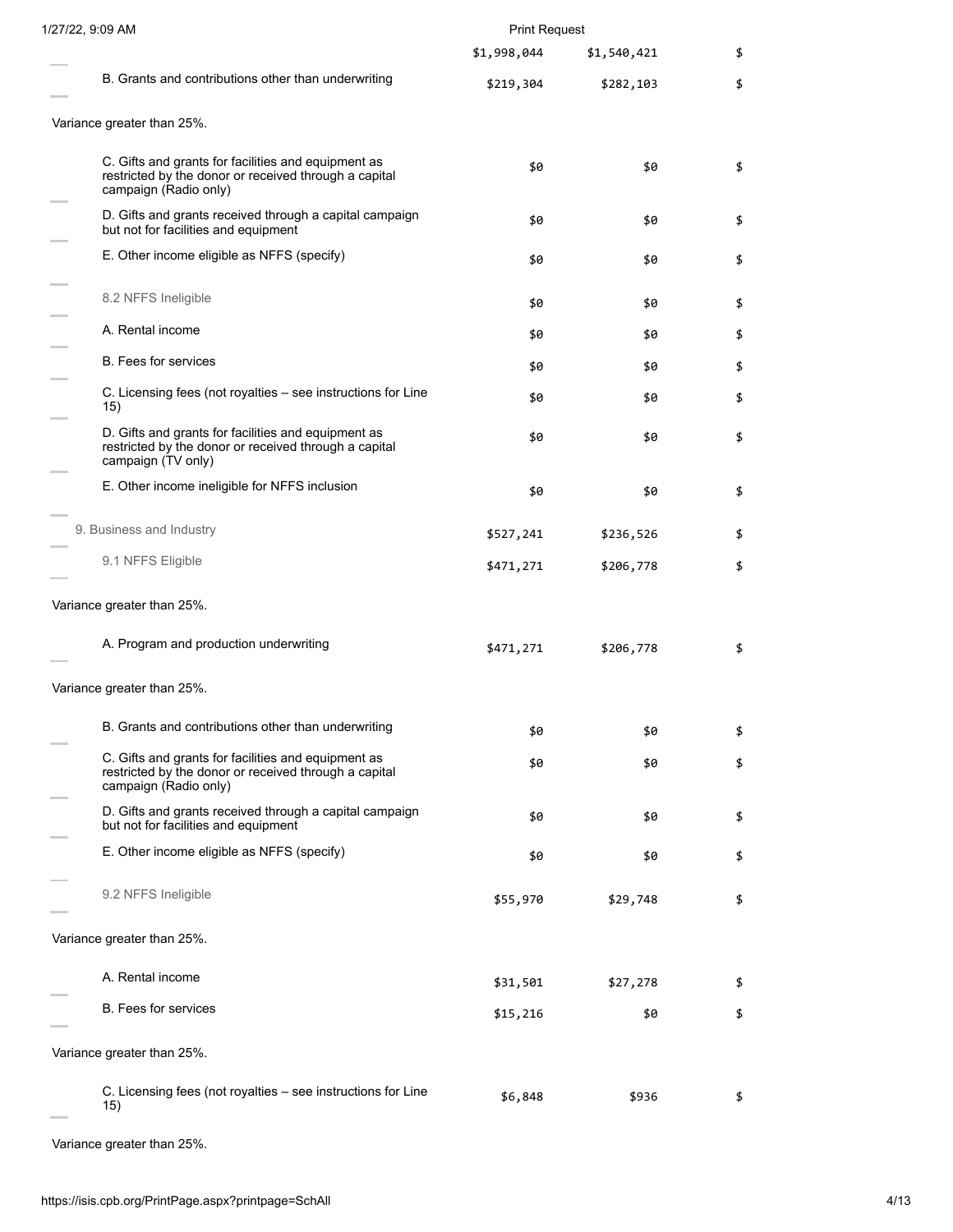| | | | |
|---|---|---|---|
| | $1,998,044 | $1,540,421 | $ |
| B. Grants and contributions other than underwriting | $219,304 | $282,103 | $ |
| Variance greater than 25%. | | | |
| C. Gifts and grants for facilities and equipment as restricted by the donor or received through a capital campaign (Radio only) | $0 | $0 | $ |
| D. Gifts and grants received through a capital campaign but not for facilities and equipment | $0 | $0 | $ |
| E. Other income eligible as NFFS (specify) | $0 | $0 | $ |
| 8.2 NFFS Ineligible | $0 | $0 | $ |
| A. Rental income | $0 | $0 | $ |
| B. Fees for services | $0 | $0 | $ |
| C. Licensing fees (not royalties – see instructions for Line 15) | $0 | $0 | $ |
| D. Gifts and grants for facilities and equipment as restricted by the donor or received through a capital campaign (TV only) | $0 | $0 | $ |
| E. Other income ineligible for NFFS inclusion | $0 | $0 | $ |
| 9. Business and Industry | $527,241 | $236,526 | $ |
| 9.1 NFFS Eligible | $471,271 | $206,778 | $ |
| Variance greater than 25%. | | | |
| A. Program and production underwriting | $471,271 | $206,778 | $ |
| Variance greater than 25%. | | | |
| B. Grants and contributions other than underwriting | $0 | $0 | $ |
| C. Gifts and grants for facilities and equipment as restricted by the donor or received through a capital campaign (Radio only) | $0 | $0 | $ |
| D. Gifts and grants received through a capital campaign but not for facilities and equipment | $0 | $0 | $ |
| E. Other income eligible as NFFS (specify) | $0 | $0 | $ |
| 9.2 NFFS Ineligible | $55,970 | $29,748 | $ |
| Variance greater than 25%. | | | |
| A. Rental income | $31,501 | $27,278 | $ |
| B. Fees for services | $15,216 | $0 | $ |
| Variance greater than 25%. | | | |
| C. Licensing fees (not royalties – see instructions for Line 15) | $6,848 | $936 | $ |
| Variance greater than 25%. | | | |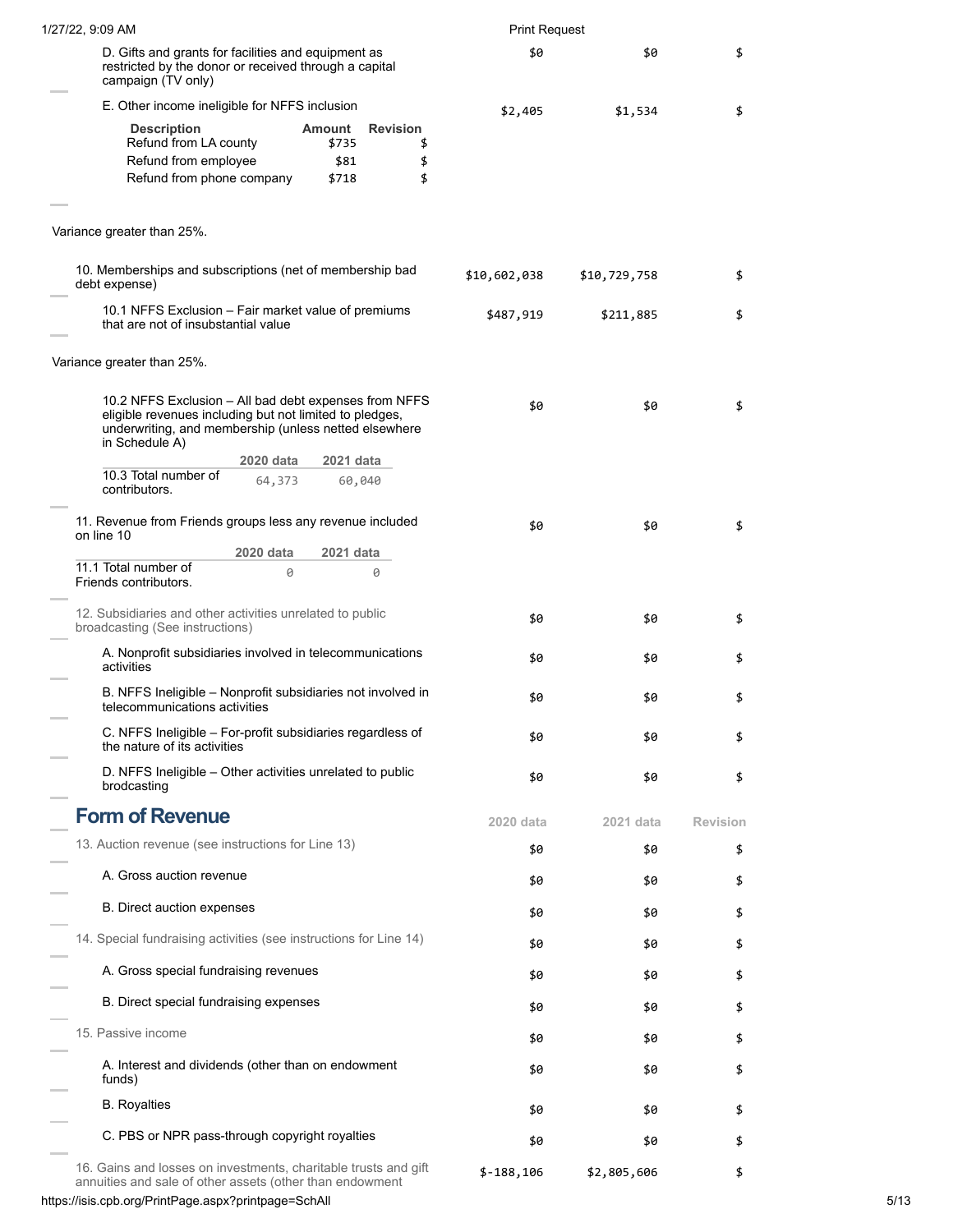| | 2020 data | 2021 data | Revision |
|---|---|---|---|
| D. Gifts and grants for facilities and equipment as restricted by the donor or received through a capital campaign (TV only) | $0 | $0 | $ |
| E. Other income ineligible for NFFS inclusion | $2,405 | $1,534 | $ |

| Description | Amount | Revision |
|---|---|---|
| Refund from LA county | $735 | $ |
| Refund from employee | $81 | $ |
| Refund from phone company | $718 | $ |

Variance greater than 25%.

| | 2020 data | 2021 data | Revision |
|---|---|---|---|
| 10. Memberships and subscriptions (net of membership bad debt expense) | $10,602,038 | $10,729,758 | $ |
| 10.1 NFFS Exclusion – Fair market value of premiums that are not of insubstantial value | $487,919 | $211,885 | $ |

Variance greater than 25%.

| | 2020 data | 2021 data | Revision |
|---|---|---|---|
| 10.2 NFFS Exclusion – All bad debt expenses from NFFS eligible revenues including but not limited to pledges, underwriting, and membership (unless netted elsewhere in Schedule A) | $0 | $0 | $ |

| | 2020 data | 2021 data |
|---|---|---|
| 10.3 Total number of contributors. | 64,373 | 60,040 |

| | 2020 data | 2021 data | Revision |
|---|---|---|---|
| 11. Revenue from Friends groups less any revenue included on line 10 | $0 | $0 | $ |

| | 2020 data | 2021 data |
|---|---|---|
| 11.1 Total number of Friends contributors. | 0 | 0 |

| | 2020 data | 2021 data | Revision |
|---|---|---|---|
| 12. Subsidiaries and other activities unrelated to public broadcasting (See instructions) | $0 | $0 | $ |
| A. Nonprofit subsidiaries involved in telecommunications activities | $0 | $0 | $ |
| B. NFFS Ineligible – Nonprofit subsidiaries not involved in telecommunications activities | $0 | $0 | $ |
| C. NFFS Ineligible – For-profit subsidiaries regardless of the nature of its activities | $0 | $0 | $ |
| D. NFFS Ineligible – Other activities unrelated to public brodcasting | $0 | $0 | $ |

## Form of Revenue

| | 2020 data | 2021 data | Revision |
|---|---|---|---|
| 13. Auction revenue (see instructions for Line 13) | $0 | $0 | $ |
| A. Gross auction revenue | $0 | $0 | $ |
| B. Direct auction expenses | $0 | $0 | $ |
| 14. Special fundraising activities (see instructions for Line 14) | $0 | $0 | $ |
| A. Gross special fundraising revenues | $0 | $0 | $ |
| B. Direct special fundraising expenses | $0 | $0 | $ |
| 15. Passive income | $0 | $0 | $ |
| A. Interest and dividends (other than on endowment funds) | $0 | $0 | $ |
| B. Royalties | $0 | $0 | $ |
| C. PBS or NPR pass-through copyright royalties | $0 | $0 | $ |
| 16. Gains and losses on investments, charitable trusts and gift annuities and sale of other assets (other than endowment | $-188,106 | $2,805,606 | $ |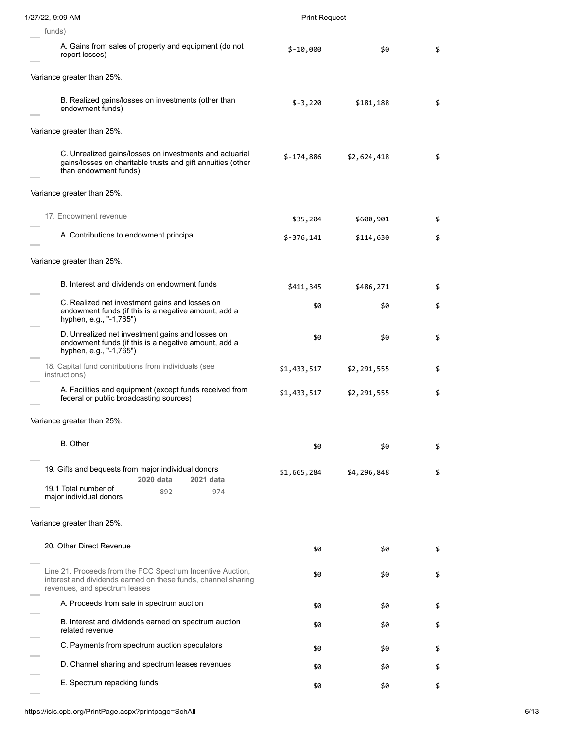funds)

| Item | | | |
|---|---|---|---|
| A. Gains from sales of property and equipment (do not report losses) | $-10,000 | $0 | $ |

Variance greater than 25%.

| Item | | | |
|---|---|---|---|
| B. Realized gains/losses on investments (other than endowment funds) | $-3,220 | $181,188 | $ |

Variance greater than 25%.

| Item | | | |
|---|---|---|---|
| C. Unrealized gains/losses on investments and actuarial gains/losses on charitable trusts and gift annuities (other than endowment funds) | $-174,886 | $2,624,418 | $ |

Variance greater than 25%.

| Item | | | |
|---|---|---|---|
| 17. Endowment revenue | $35,204 | $600,901 | $ |
| A. Contributions to endowment principal | $-376,141 | $114,630 | $ |

Variance greater than 25%.

| Item | | | |
|---|---|---|---|
| B. Interest and dividends on endowment funds | $411,345 | $486,271 | $ |
| C. Realized net investment gains and losses on endowment funds (if this is a negative amount, add a hyphen, e.g., "-1,765") | $0 | $0 | $ |
| D. Unrealized net investment gains and losses on endowment funds (if this is a negative amount, add a hyphen, e.g., "-1,765") | $0 | $0 | $ |
| 18. Capital fund contributions from individuals (see instructions) | $1,433,517 | $2,291,555 | $ |
| A. Facilities and equipment (except funds received from federal or public broadcasting sources) | $1,433,517 | $2,291,555 | $ |

Variance greater than 25%.

| Item | | | |
|---|---|---|---|
| B. Other | $0 | $0 | $ |
| 19. Gifts and bequests from major individual donors | $1,665,284 | $4,296,848 | $ |

| | 2020 data | 2021 data |
|---|---|---|
| 19.1 Total number of major individual donors | 892 | 974 |

Variance greater than 25%.

| Item | | | |
|---|---|---|---|
| 20. Other Direct Revenue | $0 | $0 | $ |
| Line 21. Proceeds from the FCC Spectrum Incentive Auction, interest and dividends earned on these funds, channel sharing revenues, and spectrum leases | $0 | $0 | $ |
| A. Proceeds from sale in spectrum auction | $0 | $0 | $ |
| B. Interest and dividends earned on spectrum auction related revenue | $0 | $0 | $ |
| C. Payments from spectrum auction speculators | $0 | $0 | $ |
| D. Channel sharing and spectrum leases revenues | $0 | $0 | $ |
| E. Spectrum repacking funds | $0 | $0 | $ |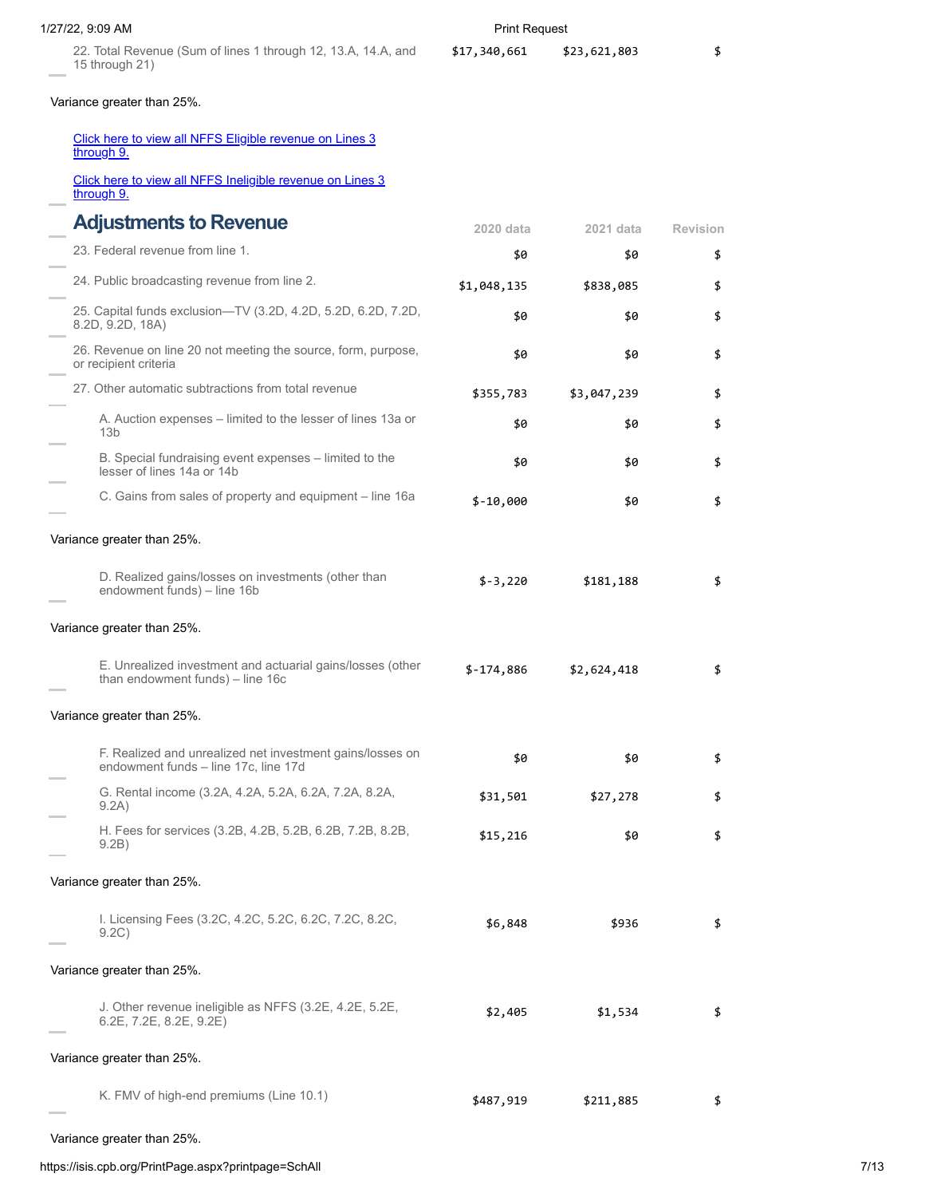| | | | |
|---|---|---|---|
| 22. Total Revenue (Sum of lines 1 through 12, 13.A, 14.A, and 15 through 21) | $17,340,661 | $23,621,803 | $ |

Variance greater than 25%.

[Click here to view all NFFS Eligible revenue on Lines 3 through 9.]

[Click here to view all NFFS Ineligible revenue on Lines 3 through 9.]

## Adjustments to Revenue

| | 2020 data | 2021 data | Revision |
|---|---|---|---|
| 23. Federal revenue from line 1. | $0 | $0 | $ |
| 24. Public broadcasting revenue from line 2. | $1,048,135 | $838,085 | $ |
| 25. Capital funds exclusion—TV (3.2D, 4.2D, 5.2D, 6.2D, 7.2D, 8.2D, 9.2D, 18A) | $0 | $0 | $ |
| 26. Revenue on line 20 not meeting the source, form, purpose, or recipient criteria | $0 | $0 | $ |
| 27. Other automatic subtractions from total revenue | $355,783 | $3,047,239 | $ |
| A. Auction expenses – limited to the lesser of lines 13a or 13b | $0 | $0 | $ |
| B. Special fundraising event expenses – limited to the lesser of lines 14a or 14b | $0 | $0 | $ |
| C. Gains from sales of property and equipment – line 16a | $-10,000 | $0 | $ |

Variance greater than 25%.

| | | | |
|---|---|---|---|
| D. Realized gains/losses on investments (other than endowment funds) – line 16b | $-3,220 | $181,188 | $ |

Variance greater than 25%.

| | | | |
|---|---|---|---|
| E. Unrealized investment and actuarial gains/losses (other than endowment funds) – line 16c | $-174,886 | $2,624,418 | $ |

Variance greater than 25%.

| | | | |
|---|---|---|---|
| F. Realized and unrealized net investment gains/losses on endowment funds – line 17c, line 17d | $0 | $0 | $ |
| G. Rental income (3.2A, 4.2A, 5.2A, 6.2A, 7.2A, 8.2A, 9.2A) | $31,501 | $27,278 | $ |
| H. Fees for services (3.2B, 4.2B, 5.2B, 6.2B, 7.2B, 8.2B, 9.2B) | $15,216 | $0 | $ |

Variance greater than 25%.

| | | | |
|---|---|---|---|
| I. Licensing Fees (3.2C, 4.2C, 5.2C, 6.2C, 7.2C, 8.2C, 9.2C) | $6,848 | $936 | $ |

Variance greater than 25%.

| | | | |
|---|---|---|---|
| J. Other revenue ineligible as NFFS (3.2E, 4.2E, 5.2E, 6.2E, 7.2E, 8.2E, 9.2E) | $2,405 | $1,534 | $ |

Variance greater than 25%.

| | | | |
|---|---|---|---|
| K. FMV of high-end premiums (Line 10.1) | $487,919 | $211,885 | $ |

Variance greater than 25%.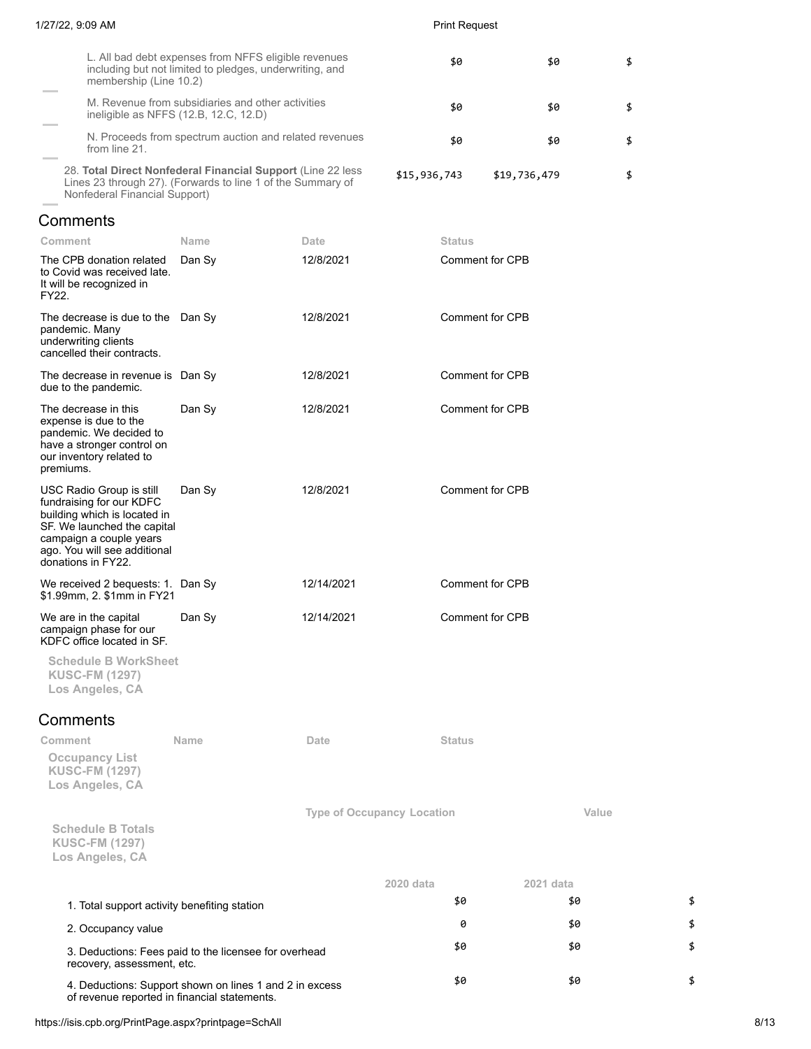| | | | |
|---|---|---|---|
| L. All bad debt expenses from NFFS eligible revenues including but not limited to pledges, underwriting, and membership (Line 10.2) | $0 | $0 | $ |
| M. Revenue from subsidiaries and other activities ineligible as NFFS (12.B, 12.C, 12.D) | $0 | $0 | $ |
| N. Proceeds from spectrum auction and related revenues from line 21. | $0 | $0 | $ |
| 28. **Total Direct Nonfederal Financial Support** (Line 22 less Lines 23 through 27). (Forwards to line 1 of the Summary of Nonfederal Financial Support) | $15,936,743 | $19,736,479 | $ |

## Comments

| Comment | Name | Date | Status |
|---|---|---|---|
| The CPB donation related to Covid was received late. It will be recognized in FY22. | Dan Sy | 12/8/2021 | Comment for CPB |
| The decrease is due to the pandemic. Many underwriting clients cancelled their contracts. | Dan Sy | 12/8/2021 | Comment for CPB |
| The decrease in revenue is due to the pandemic. | Dan Sy | 12/8/2021 | Comment for CPB |
| The decrease in this expense is due to the pandemic. We decided to have a stronger control on our inventory related to premiums. | Dan Sy | 12/8/2021 | Comment for CPB |
| USC Radio Group is still fundraising for our KDFC building which is located in SF. We launched the capital campaign a couple years ago. You will see additional donations in FY22. | Dan Sy | 12/8/2021 | Comment for CPB |
| We received 2 bequests: 1. $1.99mm, 2. $1mm in FY21 | Dan Sy | 12/14/2021 | Comment for CPB |
| We are in the capital campaign phase for our KDFC office located in SF. | Dan Sy | 12/14/2021 | Comment for CPB |

### Schedule B WorkSheet
**KUSC-FM (1297)**
**Los Angeles, CA**

## Comments

| Comment | Name | Date | Status |
|---|---|---|---|

### Occupancy List
**KUSC-FM (1297)**
**Los Angeles, CA**

| Type of Occupancy | Location | Value |
|---|---|---|

### Schedule B Totals
**KUSC-FM (1297)**
**Los Angeles, CA**

| | 2020 data | 2021 data | |
|---|---|---|---|
| 1. Total support activity benefiting station | $0 | $0 | $ |
| 2. Occupancy value | 0 | $0 | $ |
| 3. Deductions: Fees paid to the licensee for overhead recovery, assessment, etc. | $0 | $0 | $ |
| 4. Deductions: Support shown on lines 1 and 2 in excess of revenue reported in financial statements. | $0 | $0 | $ |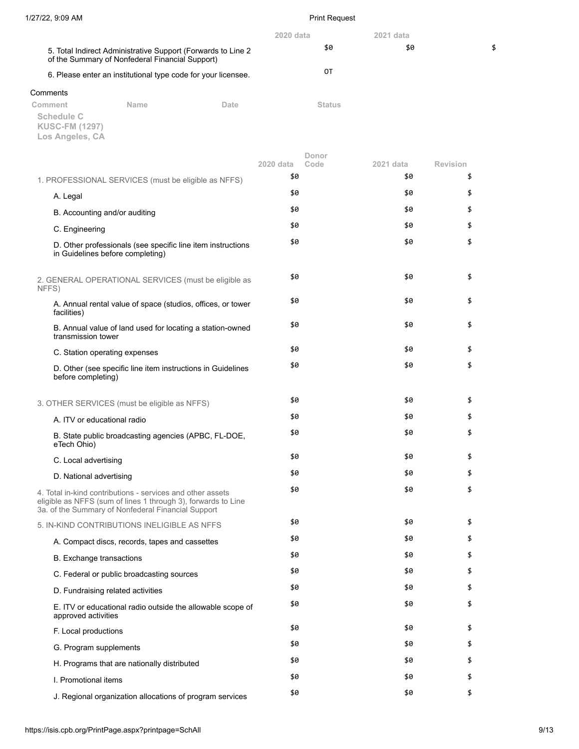| | 2020 data | 2021 data | |
|---|---|---|---|
| 5. Total Indirect Administrative Support (Forwards to Line 2 of the Summary of Nonfederal Financial Support) | $0 | $0 | $ |
| 6. Please enter an institutional type code for your licensee. | OT | | |

Comments

| Comment | Name | Date | Status |
|---|---|---|---|

**Schedule C**
**KUSC-FM (1297)**
**Los Angeles, CA**

| | 2020 data | Donor Code | 2021 data | Revision |
|---|---|---|---|---|
| 1. PROFESSIONAL SERVICES (must be eligible as NFFS) | $0 | | $0 | $ |
| A. Legal | $0 | | $0 | $ |
| B. Accounting and/or auditing | $0 | | $0 | $ |
| C. Engineering | $0 | | $0 | $ |
| D. Other professionals (see specific line item instructions in Guidelines before completing) | $0 | | $0 | $ |
| 2. GENERAL OPERATIONAL SERVICES (must be eligible as NFFS) | $0 | | $0 | $ |
| A. Annual rental value of space (studios, offices, or tower facilities) | $0 | | $0 | $ |
| B. Annual value of land used for locating a station-owned transmission tower | $0 | | $0 | $ |
| C. Station operating expenses | $0 | | $0 | $ |
| D. Other (see specific line item instructions in Guidelines before completing) | $0 | | $0 | $ |
| 3. OTHER SERVICES (must be eligible as NFFS) | $0 | | $0 | $ |
| A. ITV or educational radio | $0 | | $0 | $ |
| B. State public broadcasting agencies (APBC, FL-DOE, eTech Ohio) | $0 | | $0 | $ |
| C. Local advertising | $0 | | $0 | $ |
| D. National advertising | $0 | | $0 | $ |
| 4. Total in-kind contributions - services and other assets eligible as NFFS (sum of lines 1 through 3), forwards to Line 3a. of the Summary of Nonfederal Financial Support | $0 | | $0 | $ |
| 5. IN-KIND CONTRIBUTIONS INELIGIBLE AS NFFS | $0 | | $0 | $ |
| A. Compact discs, records, tapes and cassettes | $0 | | $0 | $ |
| B. Exchange transactions | $0 | | $0 | $ |
| C. Federal or public broadcasting sources | $0 | | $0 | $ |
| D. Fundraising related activities | $0 | | $0 | $ |
| E. ITV or educational radio outside the allowable scope of approved activities | $0 | | $0 | $ |
| F. Local productions | $0 | | $0 | $ |
| G. Program supplements | $0 | | $0 | $ |
| H. Programs that are nationally distributed | $0 | | $0 | $ |
| I. Promotional items | $0 | | $0 | $ |
| J. Regional organization allocations of program services | $0 | | $0 | $ |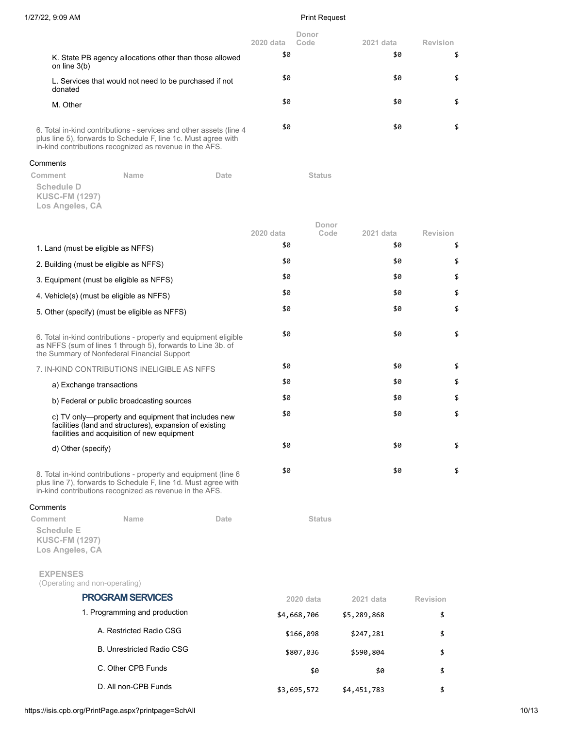| | 2020 data | Donor Code | 2021 data | Revision |
|---|---|---|---|---|
| K. State PB agency allocations other than those allowed on line 3(b) | $0 | | $0 | $ |
| L. Services that would not need to be purchased if not donated | $0 | | $0 | $ |
| M. Other | $0 | | $0 | $ |
| 6. Total in-kind contributions - services and other assets (line 4 plus line 5), forwards to Schedule F, line 1c. Must agree with in-kind contributions recognized as revenue in the AFS. | $0 | | $0 | $ |

Comments

| Comment | Name | Date | Status |
|---|---|---|---|

**Schedule D**
**KUSC-FM (1297)**
**Los Angeles, CA**

| | 2020 data | Donor Code | 2021 data | Revision |
|---|---|---|---|---|
| 1. Land (must be eligible as NFFS) | $0 | | $0 | $ |
| 2. Building (must be eligible as NFFS) | $0 | | $0 | $ |
| 3. Equipment (must be eligible as NFFS) | $0 | | $0 | $ |
| 4. Vehicle(s) (must be eligible as NFFS) | $0 | | $0 | $ |
| 5. Other (specify) (must be eligible as NFFS) | $0 | | $0 | $ |
| 6. Total in-kind contributions - property and equipment eligible as NFFS (sum of lines 1 through 5), forwards to Line 3b. of the Summary of Nonfederal Financial Support | $0 | | $0 | $ |
| 7. IN-KIND CONTRIBUTIONS INELIGIBLE AS NFFS | $0 | | $0 | $ |
| a) Exchange transactions | $0 | | $0 | $ |
| b) Federal or public broadcasting sources | $0 | | $0 | $ |
| c) TV only—property and equipment that includes new facilities (land and structures), expansion of existing facilities and acquisition of new equipment | $0 | | $0 | $ |
| d) Other (specify) | $0 | | $0 | $ |
| 8. Total in-kind contributions - property and equipment (line 6 plus line 7), forwards to Schedule F, line 1d. Must agree with in-kind contributions recognized as revenue in the AFS. | $0 | | $0 | $ |

Comments

| Comment | Name | Date | Status |
|---|---|---|---|

**Schedule E**
**KUSC-FM (1297)**
**Los Angeles, CA**

**EXPENSES**
(Operating and non-operating)

| PROGRAM SERVICES | 2020 data | 2021 data | Revision |
|---|---|---|---|
| 1. Programming and production | $4,668,706 | $5,289,868 | $ |
| A. Restricted Radio CSG | $166,098 | $247,281 | $ |
| B. Unrestricted Radio CSG | $807,036 | $590,804 | $ |
| C. Other CPB Funds | $0 | $0 | $ |
| D. All non-CPB Funds | $3,695,572 | $4,451,783 | $ |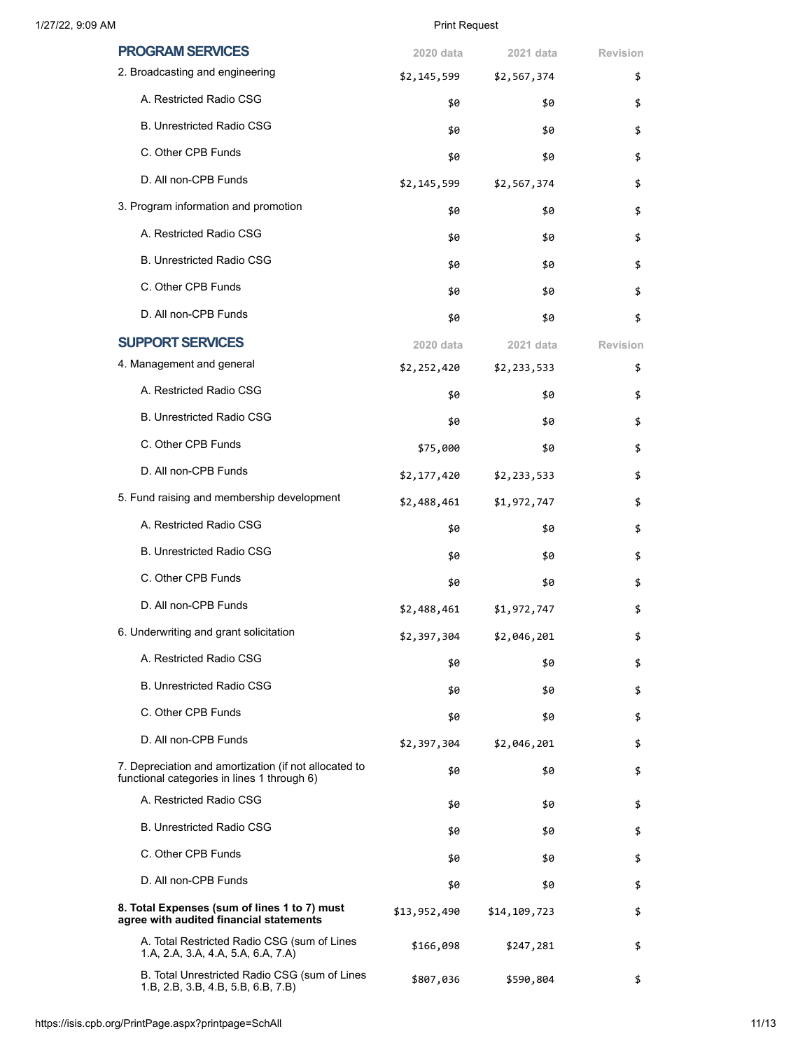| PROGRAM SERVICES | 2020 data | 2021 data | Revision |
|---|---|---|---|
| 2. Broadcasting and engineering | $2,145,599 | $2,567,374 | $ |
| A. Restricted Radio CSG | $0 | $0 | $ |
| B. Unrestricted Radio CSG | $0 | $0 | $ |
| C. Other CPB Funds | $0 | $0 | $ |
| D. All non-CPB Funds | $2,145,599 | $2,567,374 | $ |
| 3. Program information and promotion | $0 | $0 | $ |
| A. Restricted Radio CSG | $0 | $0 | $ |
| B. Unrestricted Radio CSG | $0 | $0 | $ |
| C. Other CPB Funds | $0 | $0 | $ |
| D. All non-CPB Funds | $0 | $0 | $ |

| SUPPORT SERVICES | 2020 data | 2021 data | Revision |
|---|---|---|---|
| 4. Management and general | $2,252,420 | $2,233,533 | $ |
| A. Restricted Radio CSG | $0 | $0 | $ |
| B. Unrestricted Radio CSG | $0 | $0 | $ |
| C. Other CPB Funds | $75,000 | $0 | $ |
| D. All non-CPB Funds | $2,177,420 | $2,233,533 | $ |
| 5. Fund raising and membership development | $2,488,461 | $1,972,747 | $ |
| A. Restricted Radio CSG | $0 | $0 | $ |
| B. Unrestricted Radio CSG | $0 | $0 | $ |
| C. Other CPB Funds | $0 | $0 | $ |
| D. All non-CPB Funds | $2,488,461 | $1,972,747 | $ |
| 6. Underwriting and grant solicitation | $2,397,304 | $2,046,201 | $ |
| A. Restricted Radio CSG | $0 | $0 | $ |
| B. Unrestricted Radio CSG | $0 | $0 | $ |
| C. Other CPB Funds | $0 | $0 | $ |
| D. All non-CPB Funds | $2,397,304 | $2,046,201 | $ |
| 7. Depreciation and amortization (if not allocated to functional categories in lines 1 through 6) | $0 | $0 | $ |
| A. Restricted Radio CSG | $0 | $0 | $ |
| B. Unrestricted Radio CSG | $0 | $0 | $ |
| C. Other CPB Funds | $0 | $0 | $ |
| D. All non-CPB Funds | $0 | $0 | $ |
| **8. Total Expenses (sum of lines 1 to 7) must agree with audited financial statements** | $13,952,490 | $14,109,723 | $ |
| A. Total Restricted Radio CSG (sum of Lines 1.A, 2.A, 3.A, 4.A, 5.A, 6.A, 7.A) | $166,098 | $247,281 | $ |
| B. Total Unrestricted Radio CSG (sum of Lines 1.B, 2.B, 3.B, 4.B, 5.B, 6.B, 7.B) | $807,036 | $590,804 | $ |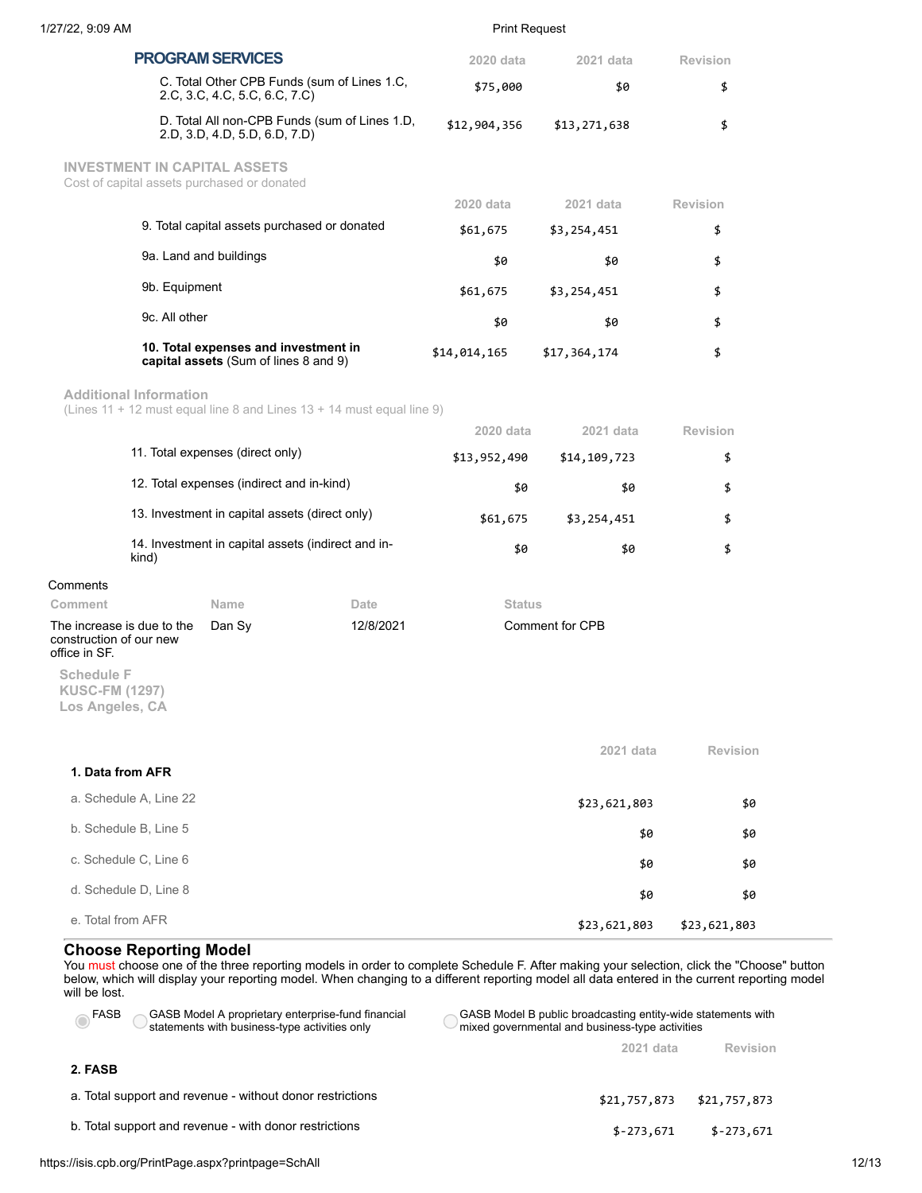## PROGRAM SERVICES

| | 2020 data | 2021 data | Revision |
|---|---|---|---|
| C. Total Other CPB Funds (sum of Lines 1.C, 2.C, 3.C, 4.C, 5.C, 6.C, 7.C) | $75,000 | $0 | $ |
| D. Total All non-CPB Funds (sum of Lines 1.D, 2.D, 3.D, 4.D, 5.D, 6.D, 7.D) | $12,904,356 | $13,271,638 | $ |

## INVESTMENT IN CAPITAL ASSETS

Cost of capital assets purchased or donated

| | 2020 data | 2021 data | Revision |
|---|---|---|---|
| 9. Total capital assets purchased or donated | $61,675 | $3,254,451 | $ |
| 9a. Land and buildings | $0 | $0 | $ |
| 9b. Equipment | $61,675 | $3,254,451 | $ |
| 9c. All other | $0 | $0 | $ |
| **10. Total expenses and investment in capital assets** (Sum of lines 8 and 9) | $14,014,165 | $17,364,174 | $ |

## Additional Information

(Lines 11 + 12 must equal line 8 and Lines 13 + 14 must equal line 9)

| | 2020 data | 2021 data | Revision |
|---|---|---|---|
| 11. Total expenses (direct only) | $13,952,490 | $14,109,723 | $ |
| 12. Total expenses (indirect and in-kind) | $0 | $0 | $ |
| 13. Investment in capital assets (direct only) | $61,675 | $3,254,451 | $ |
| 14. Investment in capital assets (indirect and in-kind) | $0 | $0 | $ |

Comments

| Comment | Name | Date | Status |
|---|---|---|---|
| The increase is due to the construction of our new office in SF. | Dan Sy | 12/8/2021 | Comment for CPB |

**Schedule F**
**KUSC-FM (1297)**
**Los Angeles, CA**

| | 2021 data | Revision |
|---|---|---|
| **1. Data from AFR** | | |
| a. Schedule A, Line 22 | $23,621,803 | $0 |
| b. Schedule B, Line 5 | $0 | $0 |
| c. Schedule C, Line 6 | $0 | $0 |
| d. Schedule D, Line 8 | $0 | $0 |
| e. Total from AFR | $23,621,803 | $23,621,803 |

## Choose Reporting Model

You must choose one of the three reporting models in order to complete Schedule F. After making your selection, click the "Choose" button below, which will display your reporting model. When changing to a different reporting model all data entered in the current reporting model will be lost.

- (selected) FASB
- GASB Model A proprietary enterprise-fund financial statements with business-type activities only
- GASB Model B public broadcasting entity-wide statements with mixed governmental and business-type activities

| | 2021 data | Revision |
|---|---|---|
| **2. FASB** | | |
| a. Total support and revenue - without donor restrictions | $21,757,873 | $21,757,873 |
| b. Total support and revenue - with donor restrictions | $-273,671 | $-273,671 |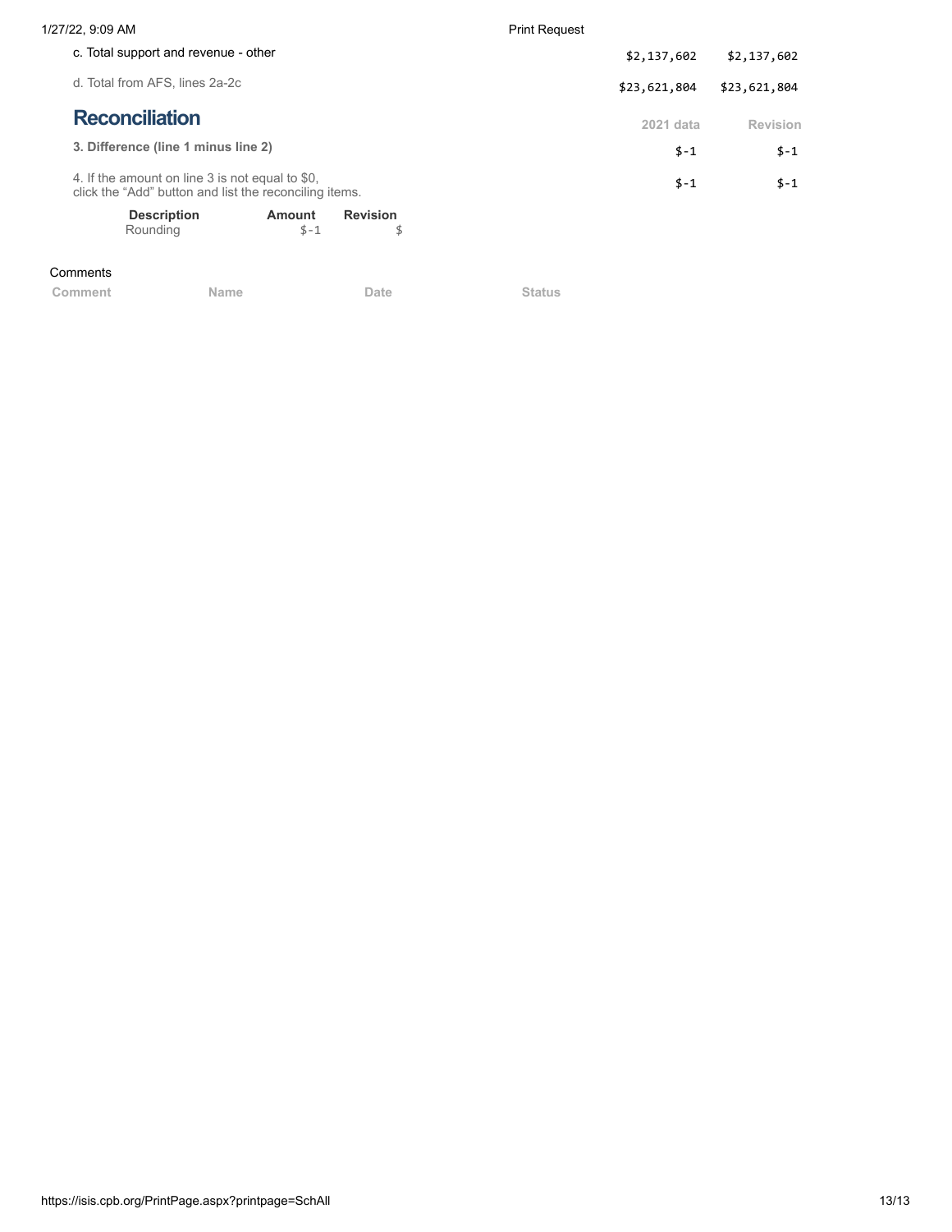| | 2021 data | Revision |
|---|---|---|
| c. Total support and revenue - other | $2,137,602 | $2,137,602 |
| d. Total from AFS, lines 2a-2c | $23,621,804 | $23,621,804 |

## Reconciliation

| | 2021 data | Revision |
|---|---|---|
| **3. Difference (line 1 minus line 2)** | $-1 | $-1 |
| 4. If the amount on line 3 is not equal to $0, click the “Add” button and list the reconciling items. | $-1 | $-1 |

| Description | Amount | Revision |
|---|---|---|
| Rounding | $-1 | $ |

Comments

| Comment | Name | Date | Status |
|---|---|---|---|